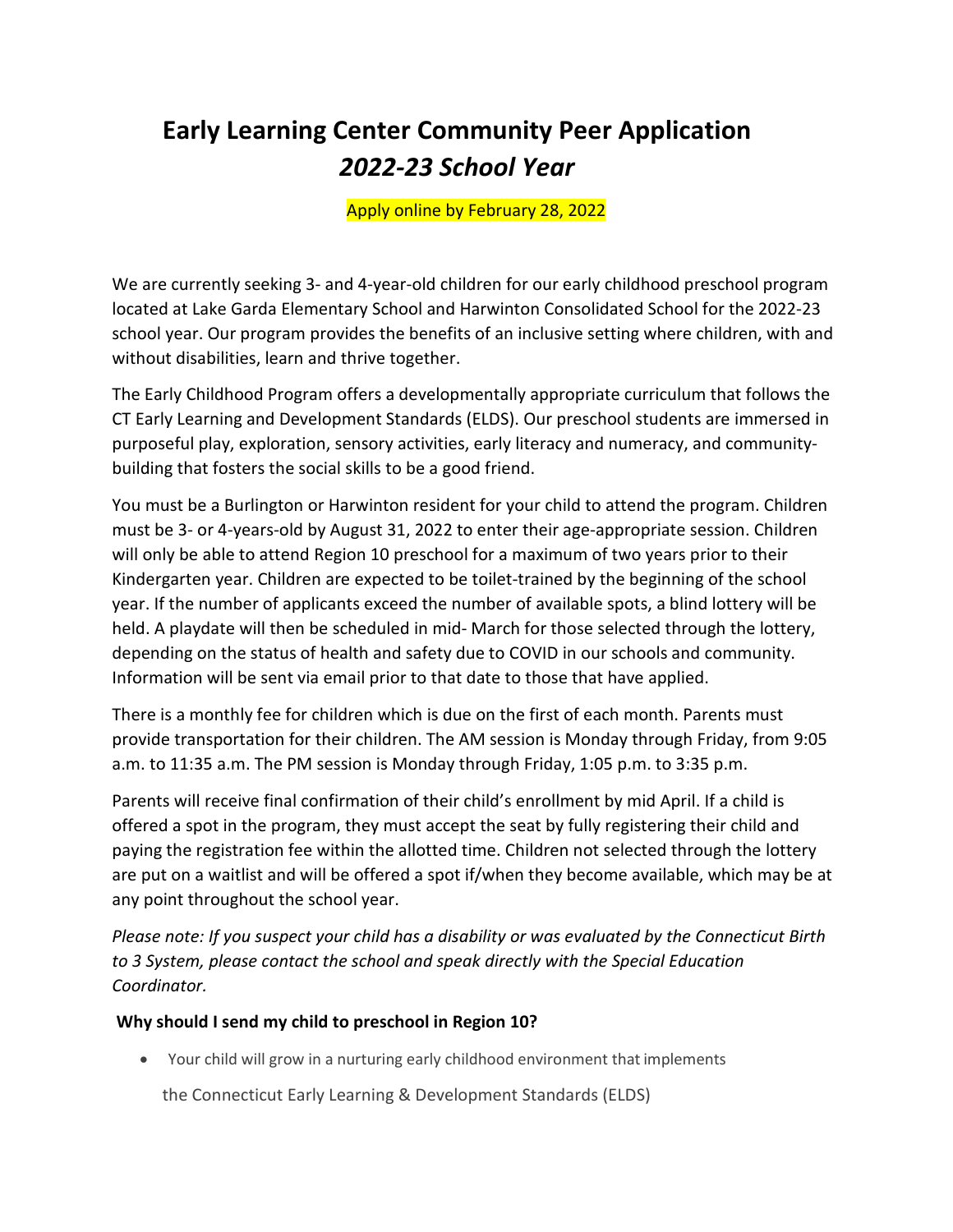# Early Learning Center Community Peer Application
## *2022-23 School Year*

Apply online by February 28, 2022

We are currently seeking 3- and 4-year-old children for our early childhood preschool program located at Lake Garda Elementary School and Harwinton Consolidated School for the 2022-23 school year. Our program provides the benefits of an inclusive setting where children, with and without disabilities, learn and thrive together.

The Early Childhood Program offers a developmentally appropriate curriculum that follows the CT Early Learning and Development Standards (ELDS). Our preschool students are immersed in purposeful play, exploration, sensory activities, early literacy and numeracy, and community-building that fosters the social skills to be a good friend.

You must be a Burlington or Harwinton resident for your child to attend the program. Children must be 3- or 4-years-old by August 31, 2022 to enter their age-appropriate session. Children will only be able to attend Region 10 preschool for a maximum of two years prior to their Kindergarten year. Children are expected to be toilet-trained by the beginning of the school year. If the number of applicants exceed the number of available spots, a blind lottery will be held. A playdate will then be scheduled in mid- March for those selected through the lottery, depending on the status of health and safety due to COVID in our schools and community. Information will be sent via email prior to that date to those that have applied.

There is a monthly fee for children which is due on the first of each month. Parents must provide transportation for their children. The AM session is Monday through Friday, from 9:05 a.m. to 11:35 a.m. The PM session is Monday through Friday, 1:05 p.m. to 3:35 p.m.

Parents will receive final confirmation of their child's enrollment by mid April. If a child is offered a spot in the program, they must accept the seat by fully registering their child and paying the registration fee within the allotted time. Children not selected through the lottery are put on a waitlist and will be offered a spot if/when they become available, which may be at any point throughout the school year.

*Please note: If you suspect your child has a disability or was evaluated by the Connecticut Birth to 3 System, please contact the school and speak directly with the Special Education Coordinator.*

**Why should I send my child to preschool in Region 10?**

- Your child will grow in a nurturing early childhood environment that implements the Connecticut Early Learning & Development Standards (ELDS)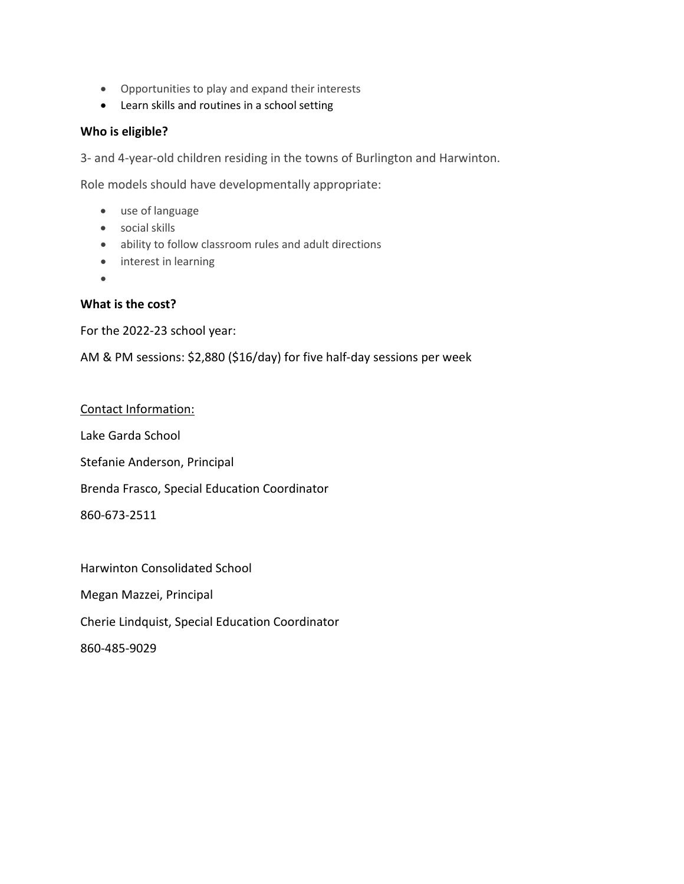- Opportunities to play and expand their interests
- Learn skills and routines in a school setting

**Who is eligible?**

3- and 4-year-old children residing in the towns of Burlington and Harwinton.

Role models should have developmentally appropriate:

- use of language
- social skills
- ability to follow classroom rules and adult directions
- interest in learning

**What is the cost?**

For the 2022-23 school year:

AM & PM sessions: $2,880 ($16/day) for five half-day sessions per week

Contact Information:

Lake Garda School

Stefanie Anderson, Principal

Brenda Frasco, Special Education Coordinator

860-673-2511

Harwinton Consolidated School

Megan Mazzei, Principal

Cherie Lindquist, Special Education Coordinator

860-485-9029